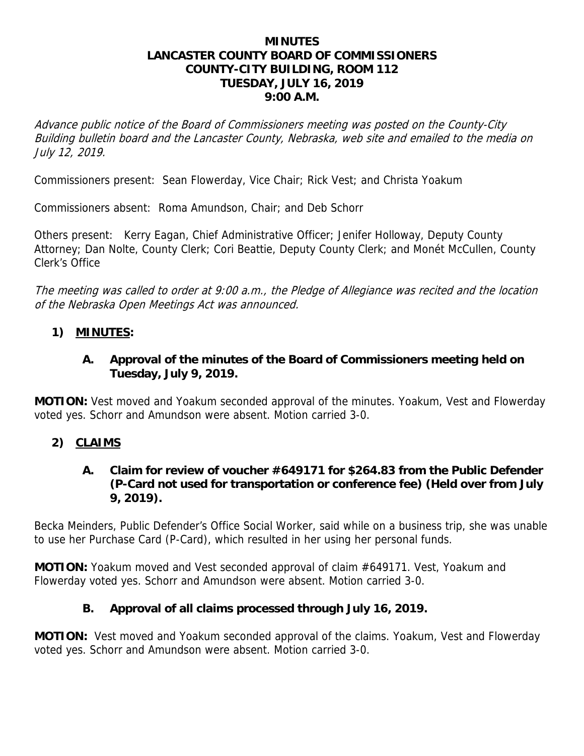# MINUTES
# LANCASTER COUNTY BOARD OF COMMISSIONERS
# COUNTY-CITY BUILDING, ROOM 112
# TUESDAY, JULY 16, 2019
# 9:00 A.M.

*Advance public notice of the Board of Commissioners meeting was posted on the County-City Building bulletin board and the Lancaster County, Nebraska, web site and emailed to the media on July 12, 2019.*

Commissioners present: Sean Flowerday, Vice Chair; Rick Vest; and Christa Yoakum

Commissioners absent: Roma Amundson, Chair; and Deb Schorr

Others present: Kerry Eagan, Chief Administrative Officer; Jenifer Holloway, Deputy County Attorney; Dan Nolte, County Clerk; Cori Beattie, Deputy County Clerk; and Monét McCullen, County Clerk's Office

*The meeting was called to order at 9:00 a.m., the Pledge of Allegiance was recited and the location of the Nebraska Open Meetings Act was announced.*

## 1) MINUTES:

### A. Approval of the minutes of the Board of Commissioners meeting held on Tuesday, July 9, 2019.

**MOTION:** Vest moved and Yoakum seconded approval of the minutes. Yoakum, Vest and Flowerday voted yes. Schorr and Amundson were absent. Motion carried 3-0.

## 2) CLAIMS

### A. Claim for review of voucher #649171 for $264.83 from the Public Defender (P-Card not used for transportation or conference fee) (Held over from July 9, 2019).

Becka Meinders, Public Defender's Office Social Worker, said while on a business trip, she was unable to use her Purchase Card (P-Card), which resulted in her using her personal funds.

**MOTION:** Yoakum moved and Vest seconded approval of claim #649171. Vest, Yoakum and Flowerday voted yes. Schorr and Amundson were absent. Motion carried 3-0.

### B. Approval of all claims processed through July 16, 2019.

**MOTION:** Vest moved and Yoakum seconded approval of the claims. Yoakum, Vest and Flowerday voted yes. Schorr and Amundson were absent. Motion carried 3-0.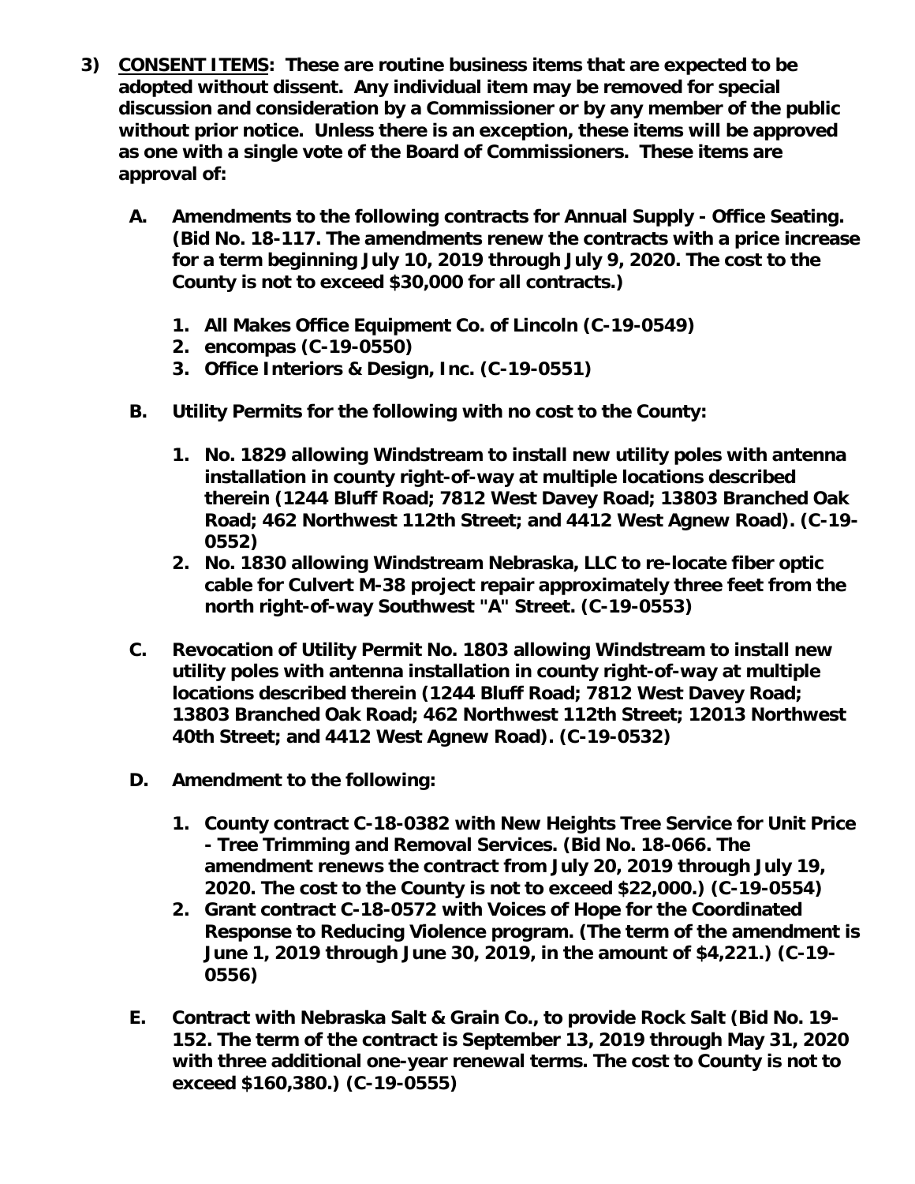**3) <u>CONSENT ITEMS</u>: These are routine business items that are expected to be adopted without dissent. Any individual item may be removed for special discussion and consideration by a Commissioner or by any member of the public without prior notice. Unless there is an exception, these items will be approved as one with a single vote of the Board of Commissioners. These items are approval of:**

**A. Amendments to the following contracts for Annual Supply - Office Seating. (Bid No. 18-117. The amendments renew the contracts with a price increase for a term beginning July 10, 2019 through July 9, 2020. The cost to the County is not to exceed $30,000 for all contracts.)**

1. **All Makes Office Equipment Co. of Lincoln (C-19-0549)**
2. **encompas (C-19-0550)**
3. **Office Interiors & Design, Inc. (C-19-0551)**

**B. Utility Permits for the following with no cost to the County:**

1. **No. 1829 allowing Windstream to install new utility poles with antenna installation in county right-of-way at multiple locations described therein (1244 Bluff Road; 7812 West Davey Road; 13803 Branched Oak Road; 462 Northwest 112th Street; and 4412 West Agnew Road). (C-19-0552)**
2. **No. 1830 allowing Windstream Nebraska, LLC to re-locate fiber optic cable for Culvert M-38 project repair approximately three feet from the north right-of-way Southwest "A" Street. (C-19-0553)**

**C. Revocation of Utility Permit No. 1803 allowing Windstream to install new utility poles with antenna installation in county right-of-way at multiple locations described therein (1244 Bluff Road; 7812 West Davey Road; 13803 Branched Oak Road; 462 Northwest 112th Street; 12013 Northwest 40th Street; and 4412 West Agnew Road). (C-19-0532)**

**D. Amendment to the following:**

1. **County contract C-18-0382 with New Heights Tree Service for Unit Price - Tree Trimming and Removal Services. (Bid No. 18-066. The amendment renews the contract from July 20, 2019 through July 19, 2020. The cost to the County is not to exceed $22,000.) (C-19-0554)**
2. **Grant contract C-18-0572 with Voices of Hope for the Coordinated Response to Reducing Violence program. (The term of the amendment is June 1, 2019 through June 30, 2019, in the amount of $4,221.) (C-19-0556)**

**E. Contract with Nebraska Salt & Grain Co., to provide Rock Salt (Bid No. 19-152. The term of the contract is September 13, 2019 through May 31, 2020 with three additional one-year renewal terms. The cost to County is not to exceed $160,380.) (C-19-0555)**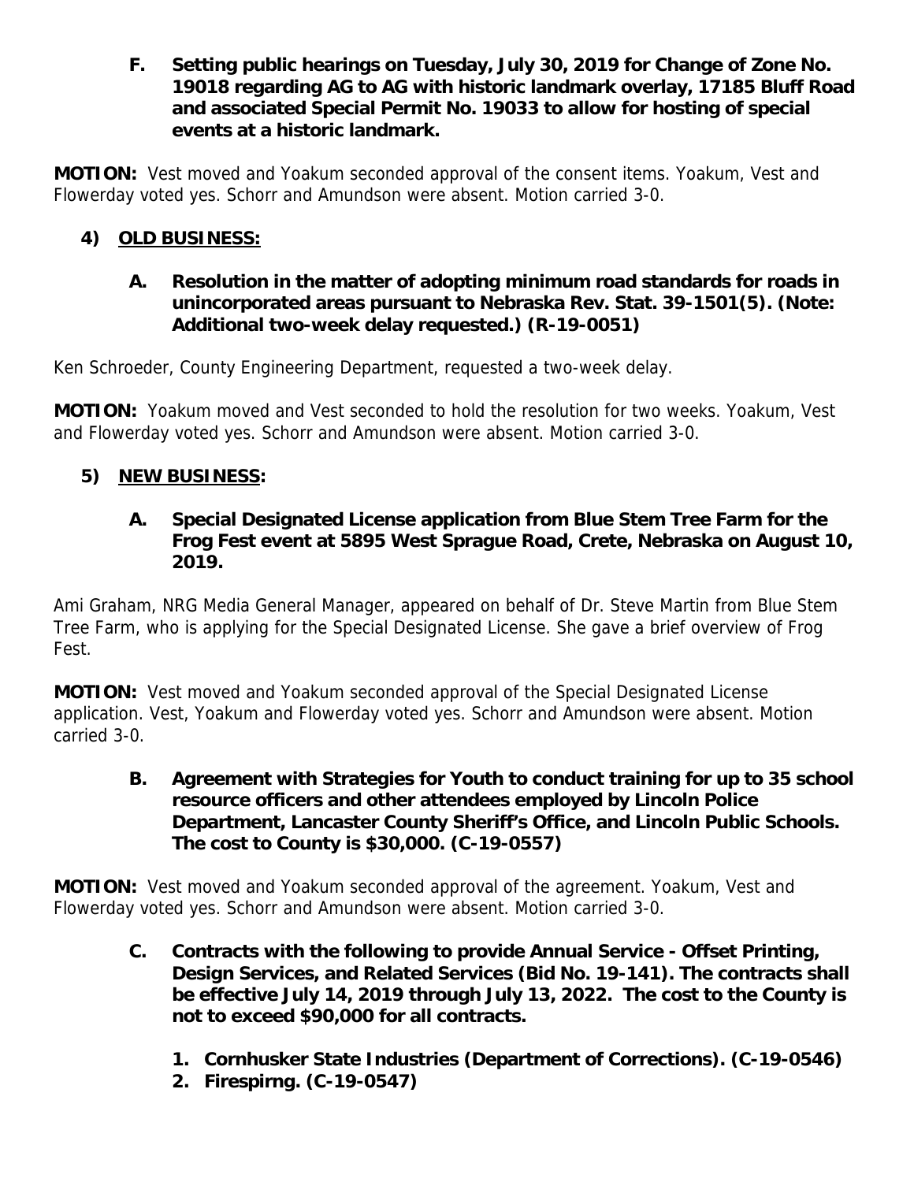**F. Setting public hearings on Tuesday, July 30, 2019 for Change of Zone No. 19018 regarding AG to AG with historic landmark overlay, 17185 Bluff Road and associated Special Permit No. 19033 to allow for hosting of special events at a historic landmark.**

**MOTION:** Vest moved and Yoakum seconded approval of the consent items. Yoakum, Vest and Flowerday voted yes. Schorr and Amundson were absent. Motion carried 3-0.

## 4) OLD BUSINESS:

**A. Resolution in the matter of adopting minimum road standards for roads in unincorporated areas pursuant to Nebraska Rev. Stat. 39-1501(5). (Note: Additional two-week delay requested.) (R-19-0051)**

Ken Schroeder, County Engineering Department, requested a two-week delay.

**MOTION:** Yoakum moved and Vest seconded to hold the resolution for two weeks. Yoakum, Vest and Flowerday voted yes. Schorr and Amundson were absent. Motion carried 3-0.

## 5) NEW BUSINESS:

**A. Special Designated License application from Blue Stem Tree Farm for the Frog Fest event at 5895 West Sprague Road, Crete, Nebraska on August 10, 2019.**

Ami Graham, NRG Media General Manager, appeared on behalf of Dr. Steve Martin from Blue Stem Tree Farm, who is applying for the Special Designated License. She gave a brief overview of Frog Fest.

**MOTION:** Vest moved and Yoakum seconded approval of the Special Designated License application. Vest, Yoakum and Flowerday voted yes. Schorr and Amundson were absent. Motion carried 3-0.

**B. Agreement with Strategies for Youth to conduct training for up to 35 school resource officers and other attendees employed by Lincoln Police Department, Lancaster County Sheriff's Office, and Lincoln Public Schools. The cost to County is $30,000. (C-19-0557)**

**MOTION:** Vest moved and Yoakum seconded approval of the agreement. Yoakum, Vest and Flowerday voted yes. Schorr and Amundson were absent. Motion carried 3-0.

**C. Contracts with the following to provide Annual Service - Offset Printing, Design Services, and Related Services (Bid No. 19-141). The contracts shall be effective July 14, 2019 through July 13, 2022. The cost to the County is not to exceed $90,000 for all contracts.**

1. **Cornhusker State Industries (Department of Corrections). (C-19-0546)**
2. **Firespirng. (C-19-0547)**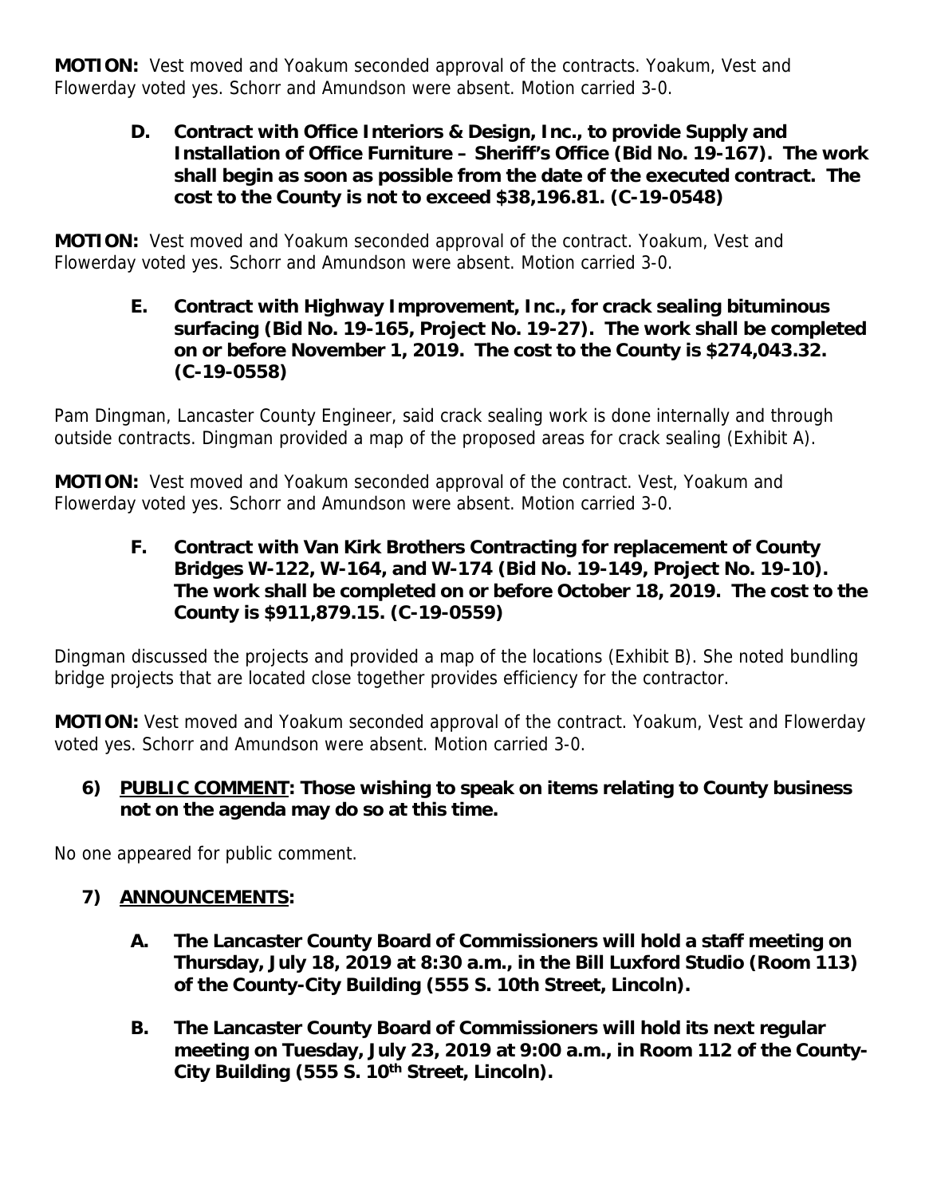**MOTION:** Vest moved and Yoakum seconded approval of the contracts. Yoakum, Vest and Flowerday voted yes. Schorr and Amundson were absent. Motion carried 3-0.

> **D. Contract with Office Interiors & Design, Inc., to provide Supply and Installation of Office Furniture – Sheriff's Office (Bid No. 19-167). The work shall begin as soon as possible from the date of the executed contract. The cost to the County is not to exceed $38,196.81. (C-19-0548)**

**MOTION:** Vest moved and Yoakum seconded approval of the contract. Yoakum, Vest and Flowerday voted yes. Schorr and Amundson were absent. Motion carried 3-0.

> **E. Contract with Highway Improvement, Inc., for crack sealing bituminous surfacing (Bid No. 19-165, Project No. 19-27). The work shall be completed on or before November 1, 2019. The cost to the County is $274,043.32. (C-19-0558)**

Pam Dingman, Lancaster County Engineer, said crack sealing work is done internally and through outside contracts. Dingman provided a map of the proposed areas for crack sealing (Exhibit A).

**MOTION:** Vest moved and Yoakum seconded approval of the contract. Vest, Yoakum and Flowerday voted yes. Schorr and Amundson were absent. Motion carried 3-0.

> **F. Contract with Van Kirk Brothers Contracting for replacement of County Bridges W-122, W-164, and W-174 (Bid No. 19-149, Project No. 19-10). The work shall be completed on or before October 18, 2019. The cost to the County is $911,879.15. (C-19-0559)**

Dingman discussed the projects and provided a map of the locations (Exhibit B). She noted bundling bridge projects that are located close together provides efficiency for the contractor.

**MOTION:** Vest moved and Yoakum seconded approval of the contract. Yoakum, Vest and Flowerday voted yes. Schorr and Amundson were absent. Motion carried 3-0.

**6) PUBLIC COMMENT: Those wishing to speak on items relating to County business not on the agenda may do so at this time.**

No one appeared for public comment.

**7) ANNOUNCEMENTS:**

> **A. The Lancaster County Board of Commissioners will hold a staff meeting on Thursday, July 18, 2019 at 8:30 a.m., in the Bill Luxford Studio (Room 113) of the County-City Building (555 S. 10th Street, Lincoln).**
>
> **B. The Lancaster County Board of Commissioners will hold its next regular meeting on Tuesday, July 23, 2019 at 9:00 a.m., in Room 112 of the County-City Building (555 S. 10th Street, Lincoln).**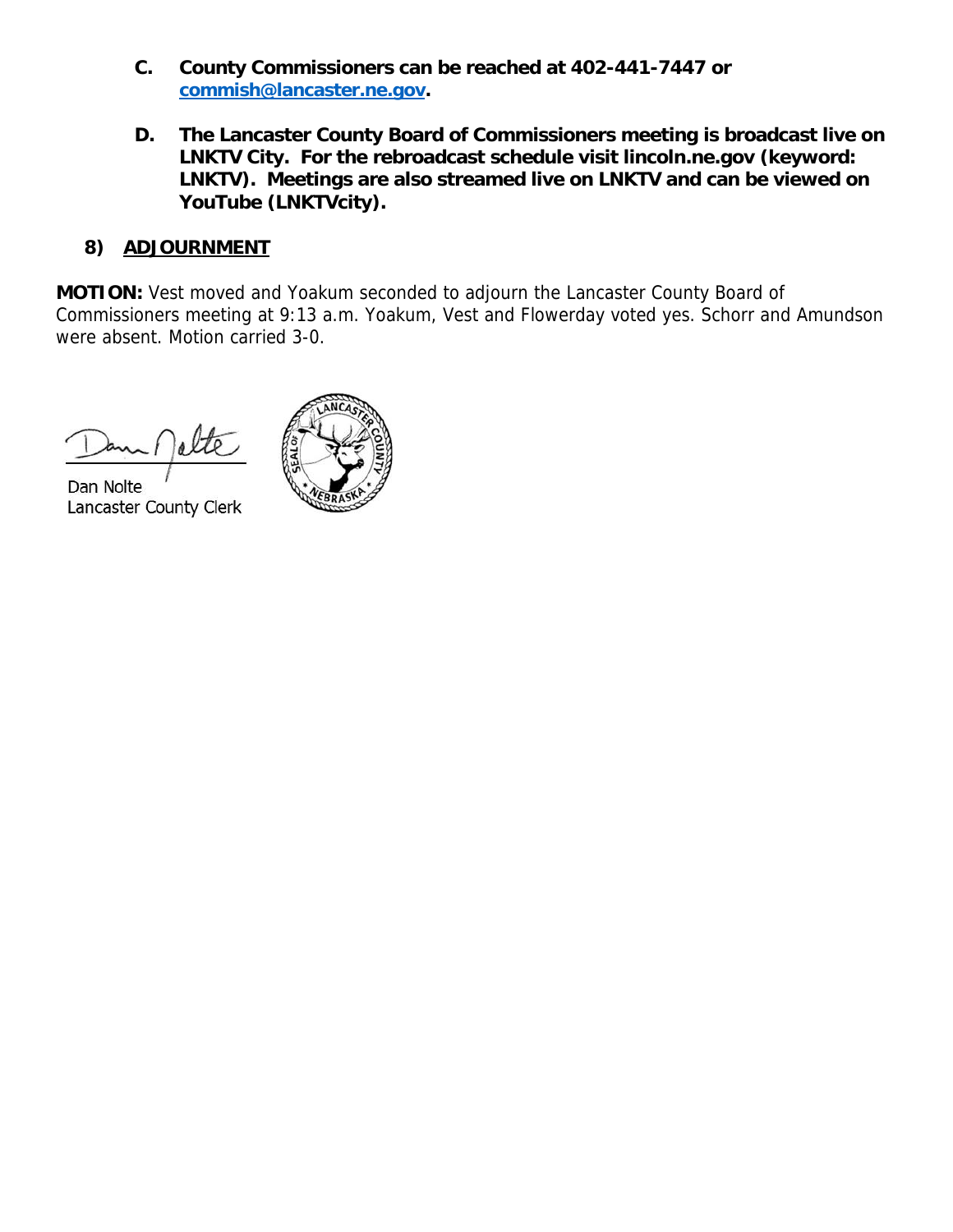**C. County Commissioners can be reached at 402-441-7447 or [commish@lancaster.ne.gov](mailto:commish@lancaster.ne.gov).**

**D. The Lancaster County Board of Commissioners meeting is broadcast live on LNKTV City. For the rebroadcast schedule visit lincoln.ne.gov (keyword: LNKTV). Meetings are also streamed live on LNKTV and can be viewed on YouTube (LNKTVcity).**

## 8) ADJOURNMENT

**MOTION:** Vest moved and Yoakum seconded to adjourn the Lancaster County Board of Commissioners meeting at 9:13 a.m. Yoakum, Vest and Flowerday voted yes. Schorr and Amundson were absent. Motion carried 3-0.

Dan Nolte
Lancaster County Clerk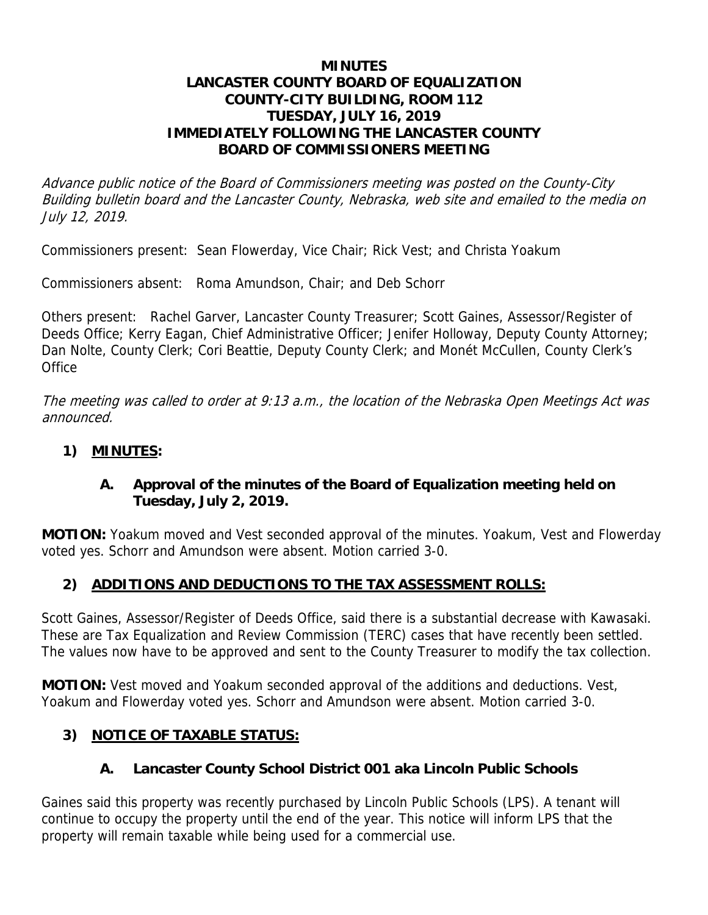# MINUTES
# LANCASTER COUNTY BOARD OF EQUALIZATION
# COUNTY-CITY BUILDING, ROOM 112
# TUESDAY, JULY 16, 2019
# IMMEDIATELY FOLLOWING THE LANCASTER COUNTY BOARD OF COMMISSIONERS MEETING

*Advance public notice of the Board of Commissioners meeting was posted on the County-City Building bulletin board and the Lancaster County, Nebraska, web site and emailed to the media on July 12, 2019.*

Commissioners present: Sean Flowerday, Vice Chair; Rick Vest; and Christa Yoakum

Commissioners absent: Roma Amundson, Chair; and Deb Schorr

Others present: Rachel Garver, Lancaster County Treasurer; Scott Gaines, Assessor/Register of Deeds Office; Kerry Eagan, Chief Administrative Officer; Jenifer Holloway, Deputy County Attorney; Dan Nolte, County Clerk; Cori Beattie, Deputy County Clerk; and Monét McCullen, County Clerk's Office

*The meeting was called to order at 9:13 a.m., the location of the Nebraska Open Meetings Act was announced.*

## 1) MINUTES:

### A. Approval of the minutes of the Board of Equalization meeting held on Tuesday, July 2, 2019.

**MOTION:** Yoakum moved and Vest seconded approval of the minutes. Yoakum, Vest and Flowerday voted yes. Schorr and Amundson were absent. Motion carried 3-0.

## 2) ADDITIONS AND DEDUCTIONS TO THE TAX ASSESSMENT ROLLS:

Scott Gaines, Assessor/Register of Deeds Office, said there is a substantial decrease with Kawasaki. These are Tax Equalization and Review Commission (TERC) cases that have recently been settled. The values now have to be approved and sent to the County Treasurer to modify the tax collection.

**MOTION:** Vest moved and Yoakum seconded approval of the additions and deductions. Vest, Yoakum and Flowerday voted yes. Schorr and Amundson were absent. Motion carried 3-0.

## 3) NOTICE OF TAXABLE STATUS:

### A. Lancaster County School District 001 aka Lincoln Public Schools

Gaines said this property was recently purchased by Lincoln Public Schools (LPS). A tenant will continue to occupy the property until the end of the year. This notice will inform LPS that the property will remain taxable while being used for a commercial use.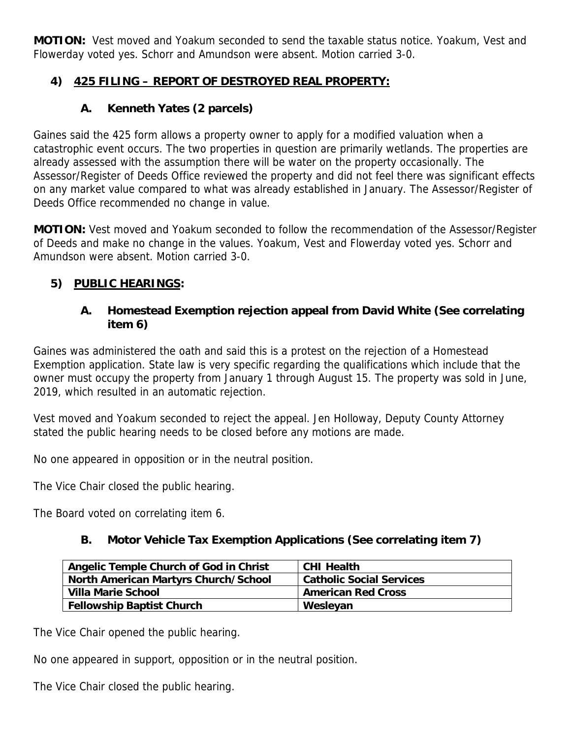**MOTION:** Vest moved and Yoakum seconded to send the taxable status notice. Yoakum, Vest and Flowerday voted yes. Schorr and Amundson were absent. Motion carried 3-0.

## 4) 425 FILING – REPORT OF DESTROYED REAL PROPERTY:

### A. Kenneth Yates (2 parcels)

Gaines said the 425 form allows a property owner to apply for a modified valuation when a catastrophic event occurs. The two properties in question are primarily wetlands. The properties are already assessed with the assumption there will be water on the property occasionally. The Assessor/Register of Deeds Office reviewed the property and did not feel there was significant effects on any market value compared to what was already established in January. The Assessor/Register of Deeds Office recommended no change in value.

**MOTION:** Vest moved and Yoakum seconded to follow the recommendation of the Assessor/Register of Deeds and make no change in the values. Yoakum, Vest and Flowerday voted yes. Schorr and Amundson were absent. Motion carried 3-0.

## 5) PUBLIC HEARINGS:

### A. Homestead Exemption rejection appeal from David White (See correlating item 6)

Gaines was administered the oath and said this is a protest on the rejection of a Homestead Exemption application. State law is very specific regarding the qualifications which include that the owner must occupy the property from January 1 through August 15. The property was sold in June, 2019, which resulted in an automatic rejection.

Vest moved and Yoakum seconded to reject the appeal. Jen Holloway, Deputy County Attorney stated the public hearing needs to be closed before any motions are made.

No one appeared in opposition or in the neutral position.

The Vice Chair closed the public hearing.

The Board voted on correlating item 6.

### B. Motor Vehicle Tax Exemption Applications (See correlating item 7)

| Angelic Temple Church of God in Christ | CHI Health |
|---|---|
| North American Martyrs Church/School | Catholic Social Services |
| Villa Marie School | American Red Cross |
| Fellowship Baptist Church | Wesleyan |

The Vice Chair opened the public hearing.

No one appeared in support, opposition or in the neutral position.

The Vice Chair closed the public hearing.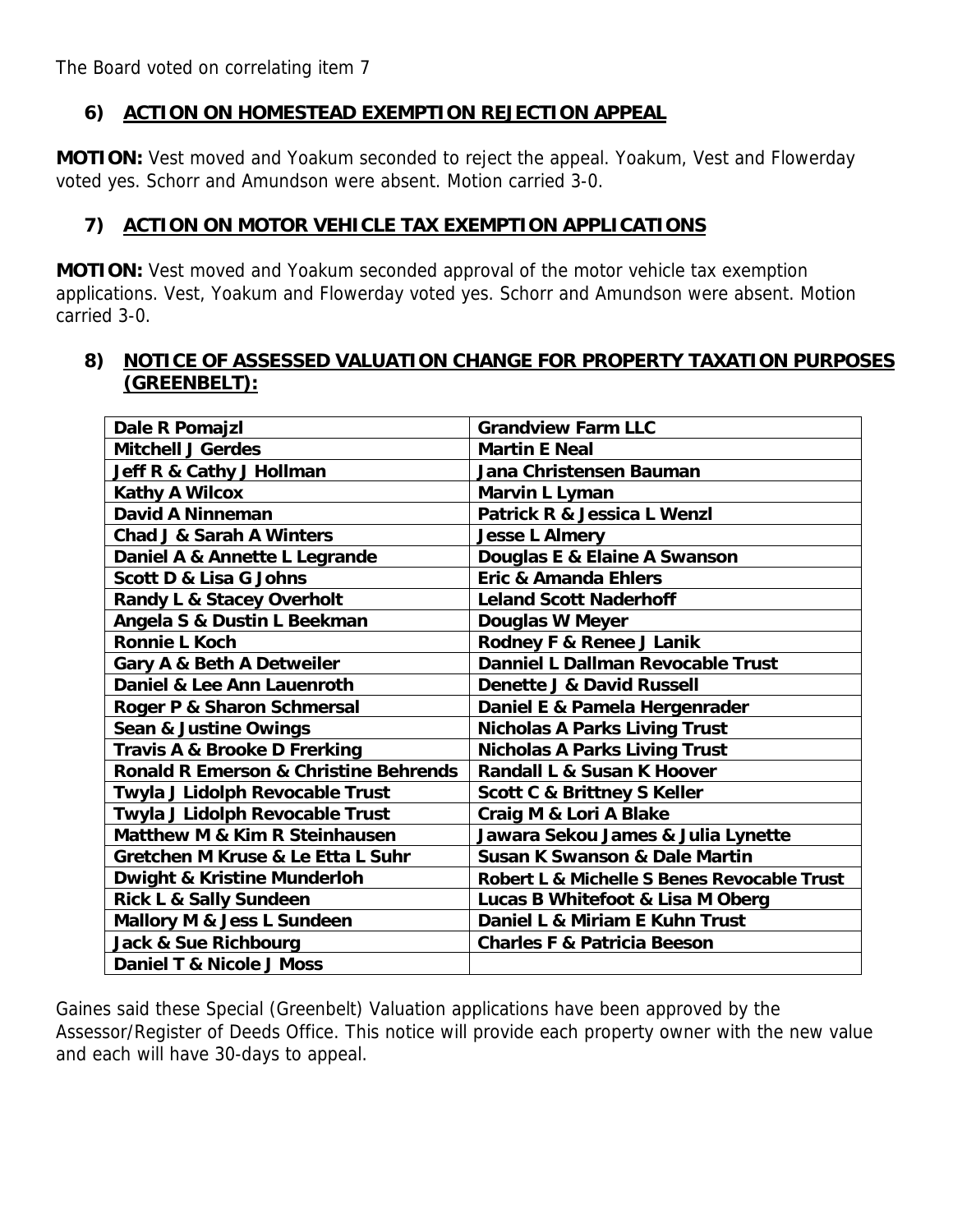The Board voted on correlating item 7

## 6) ACTION ON HOMESTEAD EXEMPTION REJECTION APPEAL

**MOTION:** Vest moved and Yoakum seconded to reject the appeal. Yoakum, Vest and Flowerday voted yes. Schorr and Amundson were absent. Motion carried 3-0.

## 7) ACTION ON MOTOR VEHICLE TAX EXEMPTION APPLICATIONS

**MOTION:** Vest moved and Yoakum seconded approval of the motor vehicle tax exemption applications. Vest, Yoakum and Flowerday voted yes. Schorr and Amundson were absent. Motion carried 3-0.

## 8) NOTICE OF ASSESSED VALUATION CHANGE FOR PROPERTY TAXATION PURPOSES (GREENBELT):

| | |
|---|---|
| **Dale R Pomajzl** | **Grandview Farm LLC** |
| **Mitchell J Gerdes** | **Martin E Neal** |
| **Jeff R & Cathy J Hollman** | **Jana Christensen Bauman** |
| **Kathy A Wilcox** | **Marvin L Lyman** |
| **David A Ninneman** | **Patrick R & Jessica L Wenzl** |
| **Chad J & Sarah A Winters** | **Jesse L Almery** |
| **Daniel A & Annette L Legrande** | **Douglas E & Elaine A Swanson** |
| **Scott D & Lisa G Johns** | **Eric & Amanda Ehlers** |
| **Randy L & Stacey Overholt** | **Leland Scott Naderhoff** |
| **Angela S & Dustin L Beekman** | **Douglas W Meyer** |
| **Ronnie L Koch** | **Rodney F & Renee J Lanik** |
| **Gary A & Beth A Detweiler** | **Danniel L Dallman Revocable Trust** |
| **Daniel & Lee Ann Lauenroth** | **Denette J & David Russell** |
| **Roger P & Sharon Schmersal** | **Daniel E & Pamela Hergenrader** |
| **Sean & Justine Owings** | **Nicholas A Parks Living Trust** |
| **Travis A & Brooke D Frerking** | **Nicholas A Parks Living Trust** |
| **Ronald R Emerson & Christine Behrends** | **Randall L & Susan K Hoover** |
| **Twyla J Lidolph Revocable Trust** | **Scott C & Brittney S Keller** |
| **Twyla J Lidolph Revocable Trust** | **Craig M & Lori A Blake** |
| **Matthew M & Kim R Steinhausen** | **Jawara Sekou James & Julia Lynette** |
| **Gretchen M Kruse & Le Etta L Suhr** | **Susan K Swanson & Dale Martin** |
| **Dwight & Kristine Munderloh** | **Robert L & Michelle S Benes Revocable Trust** |
| **Rick L & Sally Sundeen** | **Lucas B Whitefoot & Lisa M Oberg** |
| **Mallory M & Jess L Sundeen** | **Daniel L & Miriam E Kuhn Trust** |
| **Jack & Sue Richbourg** | **Charles F & Patricia Beeson** |
| **Daniel T & Nicole J Moss** | |

Gaines said these Special (Greenbelt) Valuation applications have been approved by the Assessor/Register of Deeds Office. This notice will provide each property owner with the new value and each will have 30-days to appeal.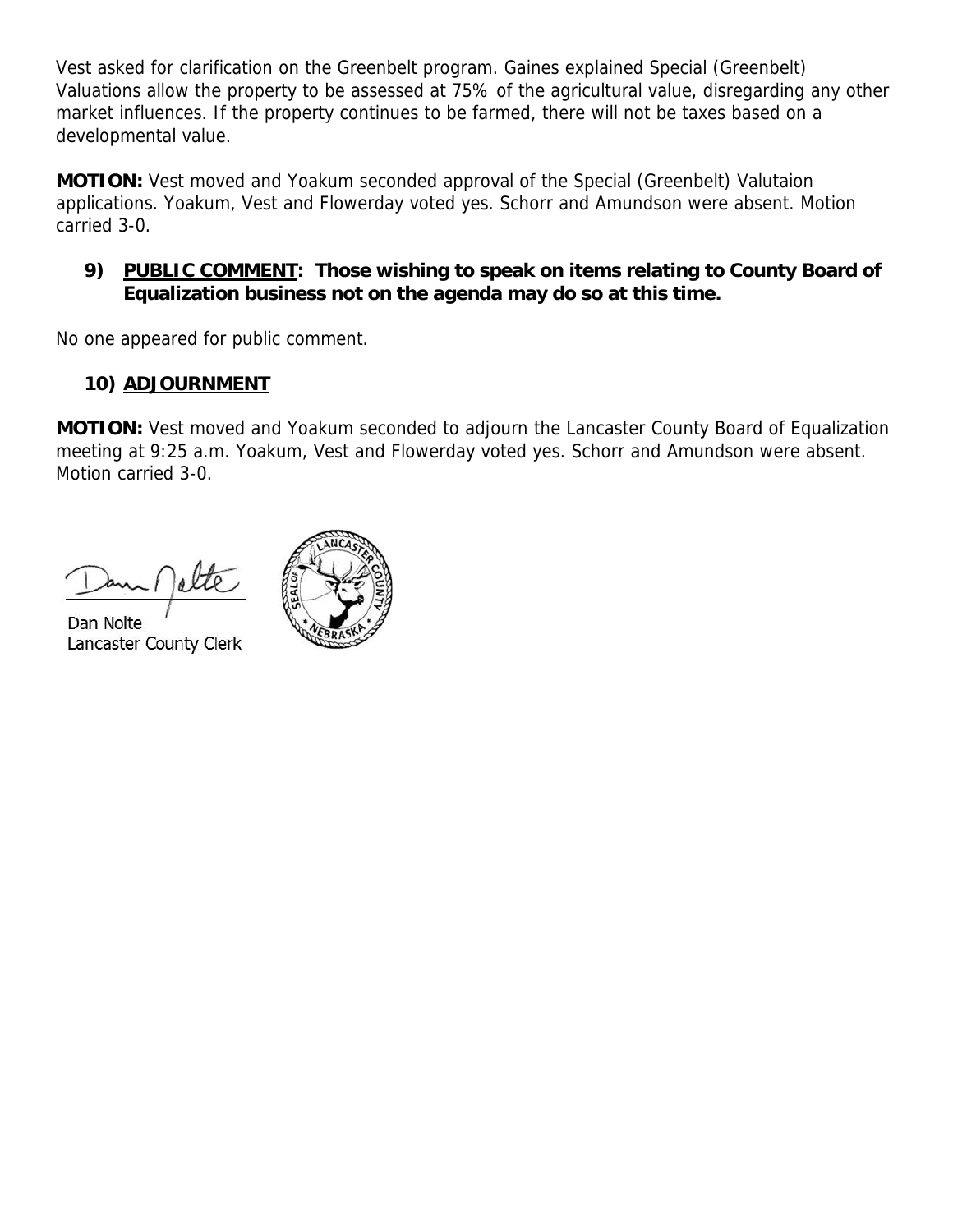Vest asked for clarification on the Greenbelt program. Gaines explained Special (Greenbelt) Valuations allow the property to be assessed at 75% of the agricultural value, disregarding any other market influences. If the property continues to be farmed, there will not be taxes based on a developmental value.

**MOTION:** Vest moved and Yoakum seconded approval of the Special (Greenbelt) Valutaion applications. Yoakum, Vest and Flowerday voted yes. Schorr and Amundson were absent. Motion carried 3-0.

**9) PUBLIC COMMENT: Those wishing to speak on items relating to County Board of Equalization business not on the agenda may do so at this time.**

No one appeared for public comment.

**10) ADJOURNMENT**

**MOTION:** Vest moved and Yoakum seconded to adjourn the Lancaster County Board of Equalization meeting at 9:25 a.m. Yoakum, Vest and Flowerday voted yes. Schorr and Amundson were absent. Motion carried 3-0.

Dan Nolte
Lancaster County Clerk